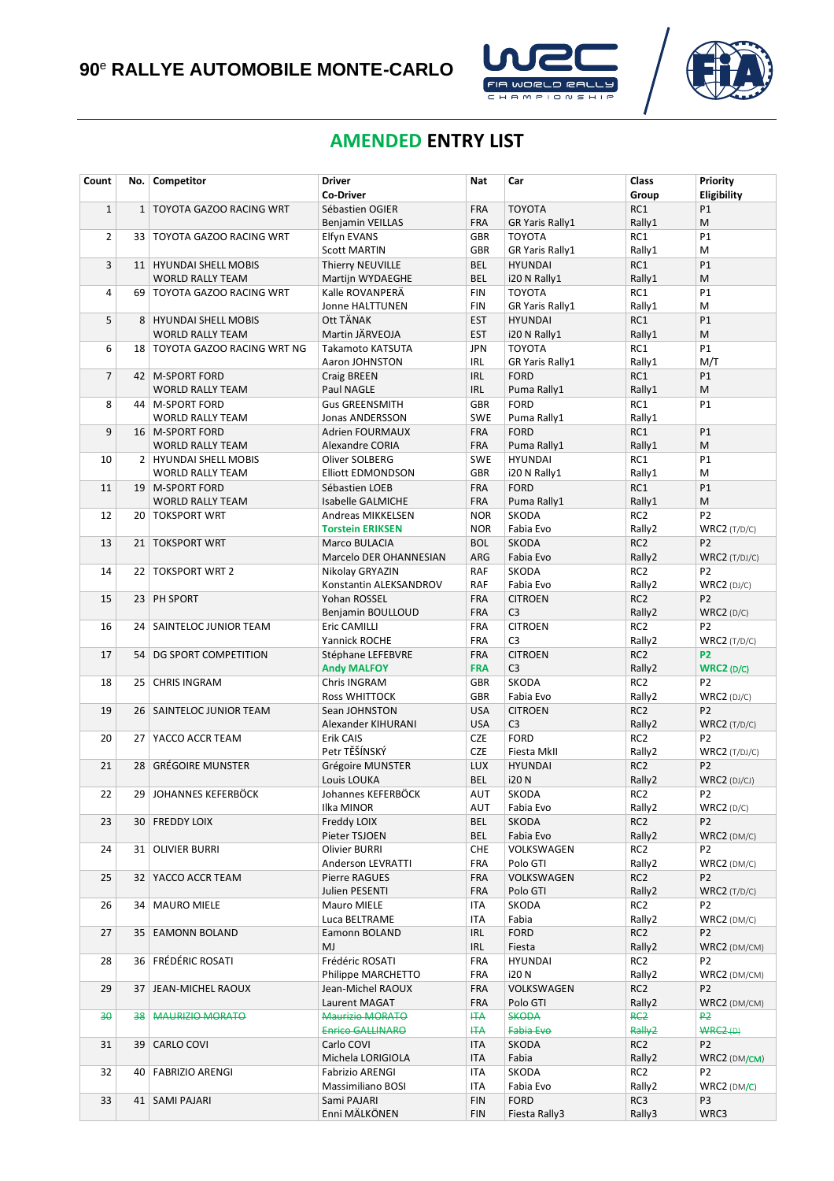# 90[e] RALLYE AUTOMOBILE MONTE-CARLO

## AMENDED ENTRY LIST

| Count | No. | Competitor | Driver<br>Co-Driver | Nat | Car | Class<br>Group | Priority<br>Eligibility |
|---|---|---|---|---|---|---|---|
| 1 | 1 | TOYOTA GAZOO RACING WRT | Sébastien OGIER<br>Benjamin VEILLAS | FRA<br>FRA | TOYOTA<br>GR Yaris Rally1 | RC1<br>Rally1 | P1<br>M |
| 2 | 33 | TOYOTA GAZOO RACING WRT | Elfyn EVANS<br>Scott MARTIN | GBR<br>GBR | TOYOTA<br>GR Yaris Rally1 | RC1<br>Rally1 | P1<br>M |
| 3 | 11 | HYUNDAI SHELL MOBIS WORLD RALLY TEAM | Thierry NEUVILLE<br>Martijn WYDAEGHE | BEL<br>BEL | HYUNDAI<br>i20 N Rally1 | RC1<br>Rally1 | P1<br>M |
| 4 | 69 | TOYOTA GAZOO RACING WRT | Kalle ROVANPERÄ<br>Jonne HALTTUNEN | FIN<br>FIN | TOYOTA<br>GR Yaris Rally1 | RC1<br>Rally1 | P1<br>M |
| 5 | 8 | HYUNDAI SHELL MOBIS WORLD RALLY TEAM | Ott TÄNAK<br>Martin JÄRVEOJA | EST<br>EST | HYUNDAI<br>i20 N Rally1 | RC1<br>Rally1 | P1<br>M |
| 6 | 18 | TOYOTA GAZOO RACING WRT NG | Takamoto KATSUTA<br>Aaron JOHNSTON | JPN<br>IRL | TOYOTA<br>GR Yaris Rally1 | RC1<br>Rally1 | P1<br>M/T |
| 7 | 42 | M-SPORT FORD WORLD RALLY TEAM | Craig BREEN<br>Paul NAGLE | IRL<br>IRL | FORD<br>Puma Rally1 | RC1<br>Rally1 | P1<br>M |
| 8 | 44 | M-SPORT FORD WORLD RALLY TEAM | Gus GREENSMITH<br>Jonas ANDERSSON | GBR<br>SWE | FORD<br>Puma Rally1 | RC1<br>Rally1 | P1 |
| 9 | 16 | M-SPORT FORD WORLD RALLY TEAM | Adrien FOURMAUX<br>Alexandre CORIA | FRA<br>FRA | FORD<br>Puma Rally1 | RC1<br>Rally1 | P1<br>M |
| 10 | 2 | HYUNDAI SHELL MOBIS WORLD RALLY TEAM | Oliver SOLBERG<br>Elliott EDMONDSON | SWE<br>GBR | HYUNDAI<br>i20 N Rally1 | RC1<br>Rally1 | P1<br>M |
| 11 | 19 | M-SPORT FORD WORLD RALLY TEAM | Sébastien LOEB<br>Isabelle GALMICHE | FRA<br>FRA | FORD<br>Puma Rally1 | RC1<br>Rally1 | P1<br>M |
| 12 | 20 | TOKSPORT WRT | Andreas MIKKELSEN<br>**Torstein ERIKSEN** | NOR<br>NOR | SKODA<br>Fabia Evo | RC2<br>Rally2 | P2<br>WRC2 (T/D/C) |
| 13 | 21 | TOKSPORT WRT | Marco BULACIA<br>Marcelo DER OHANNESIAN | BOL<br>ARG | SKODA<br>Fabia Evo | RC2<br>Rally2 | P2<br>WRC2 (T/DJ/C) |
| 14 | 22 | TOKSPORT WRT 2 | Nikolay GRYAZIN<br>Konstantin ALEKSANDROV | RAF<br>RAF | SKODA<br>Fabia Evo | RC2<br>Rally2 | P2<br>WRC2 (DJ/C) |
| 15 | 23 | PH SPORT | Yohan ROSSEL<br>Benjamin BOULLOUD | FRA<br>FRA | CITROEN<br>C3 | RC2<br>Rally2 | P2<br>WRC2 (D/C) |
| 16 | 24 | SAINTELOC JUNIOR TEAM | Eric CAMILLI<br>Yannick ROCHE | FRA<br>FRA | CITROEN<br>C3 | RC2<br>Rally2 | P2<br>WRC2 (T/D/C) |
| 17 | 54 | DG SPORT COMPETITION | Stéphane LEFEBVRE<br>**Andy MALFOY** | FRA<br>**FRA** | CITROEN<br>C3 | RC2<br>Rally2 | **P2**<br>**WRC2 (D/C)** |
| 18 | 25 | CHRIS INGRAM | Chris INGRAM<br>Ross WHITTOCK | GBR<br>GBR | SKODA<br>Fabia Evo | RC2<br>Rally2 | P2<br>WRC2 (DJ/C) |
| 19 | 26 | SAINTELOC JUNIOR TEAM | Sean JOHNSTON<br>Alexander KIHURANI | USA<br>USA | CITROEN<br>C3 | RC2<br>Rally2 | P2<br>WRC2 (T/D/C) |
| 20 | 27 | YACCO ACCR TEAM | Erik CAIS<br>Petr TĚŠÍNSKÝ | CZE<br>CZE | FORD<br>Fiesta MkII | RC2<br>Rally2 | P2<br>WRC2 (T/DJ/C) |
| 21 | 28 | GRÉGOIRE MUNSTER | Grégoire MUNSTER<br>Louis LOUKA | LUX<br>BEL | HYUNDAI<br>i20 N | RC2<br>Rally2 | P2<br>WRC2 (DJ/CJ) |
| 22 | 29 | JOHANNES KEFERBÖCK | Johannes KEFERBÖCK<br>Ilka MINOR | AUT<br>AUT | SKODA<br>Fabia Evo | RC2<br>Rally2 | P2<br>WRC2 (D/C) |
| 23 | 30 | FREDDY LOIX | Freddy LOIX<br>Pieter TSJOEN | BEL<br>BEL | SKODA<br>Fabia Evo | RC2<br>Rally2 | P2<br>WRC2 (DM/C) |
| 24 | 31 | OLIVIER BURRI | Olivier BURRI<br>Anderson LEVRATTI | CHE<br>FRA | VOLKSWAGEN<br>Polo GTI | RC2<br>Rally2 | P2<br>WRC2 (DM/C) |
| 25 | 32 | YACCO ACCR TEAM | Pierre RAGUES<br>Julien PESENTI | FRA<br>FRA | VOLKSWAGEN<br>Polo GTI | RC2<br>Rally2 | P2<br>WRC2 (T/D/C) |
| 26 | 34 | MAURO MIELE | Mauro MIELE<br>Luca BELTRAME | ITA<br>ITA | SKODA<br>Fabia | RC2<br>Rally2 | P2<br>WRC2 (DM/C) |
| 27 | 35 | EAMONN BOLAND | Eamonn BOLAND<br>MJ | IRL<br>IRL | FORD<br>Fiesta | RC2<br>Rally2 | P2<br>WRC2 (DM/CM) |
| 28 | 36 | FRÉDÉRIC ROSATI | Frédéric ROSATI<br>Philippe MARCHETTO | FRA<br>FRA | HYUNDAI<br>i20 N | RC2<br>Rally2 | P2<br>WRC2 (DM/CM) |
| 29 | 37 | JEAN-MICHEL RAOUX | Jean-Michel RAOUX<br>Laurent MAGAT | FRA<br>FRA | VOLKSWAGEN<br>Polo GTI | RC2<br>Rally2 | P2<br>WRC2 (DM/CM) |
| ~~30~~ | ~~38~~ | ~~MAURIZIO MORATO~~ | ~~Maurizio MORATO~~<br>~~Enrico GALLINARO~~ | ~~ITA~~<br>~~ITA~~ | ~~SKODA~~<br>~~Fabia Evo~~ | ~~RC2~~<br>~~Rally2~~ | ~~P2~~<br>~~WRC2 (D)~~ |
| 31 | 39 | CARLO COVI | Carlo COVI<br>Michela LORIGIOLA | ITA<br>ITA | SKODA<br>Fabia | RC2<br>Rally2 | P2<br>WRC2 (DM/CM) |
| 32 | 40 | FABRIZIO ARENGI | Fabrizio ARENGI<br>Massimiliano BOSI | ITA<br>ITA | SKODA<br>Fabia Evo | RC2<br>Rally2 | P2<br>WRC2 (DM/C) |
| 33 | 41 | SAMI PAJARI | Sami PAJARI<br>Enni MÄLKÖNEN | FIN<br>FIN | FORD<br>Fiesta Rally3 | RC3<br>Rally3 | P3<br>WRC3 |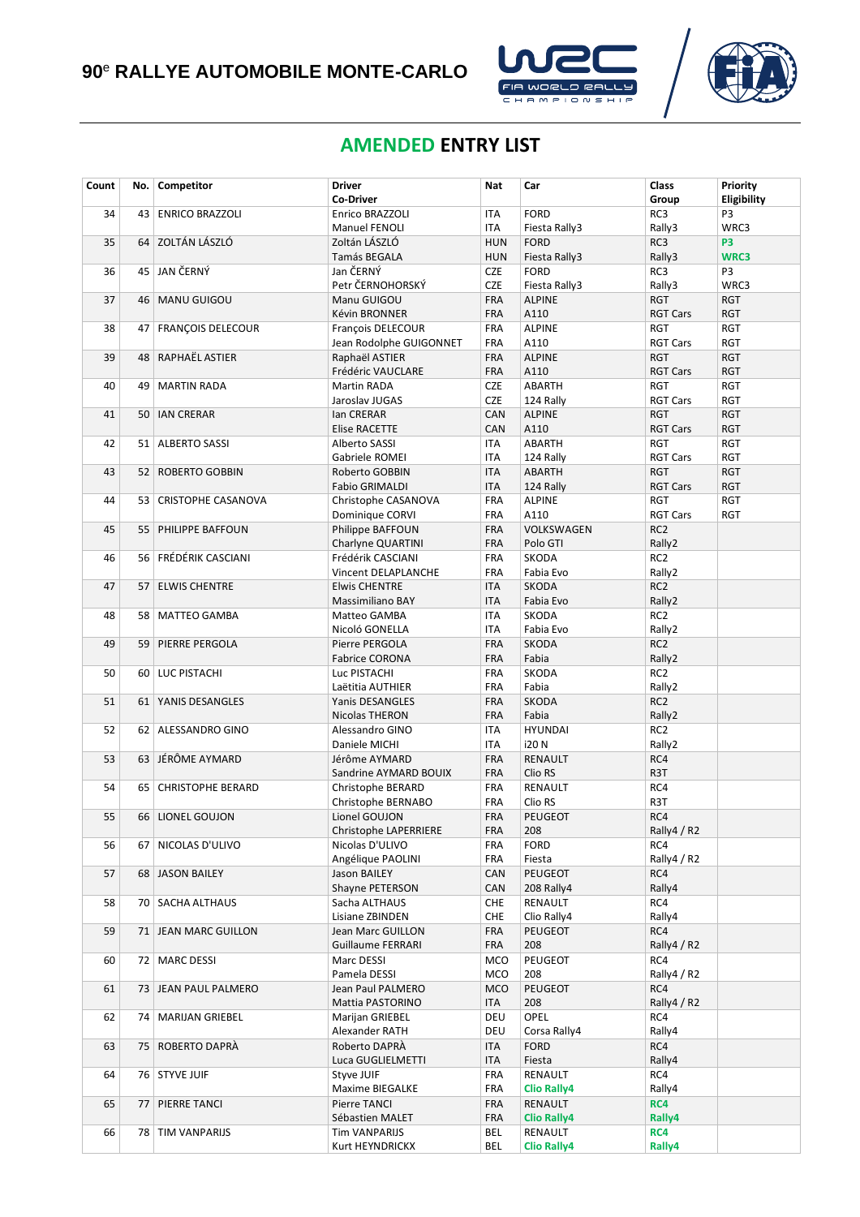# 90[e] RALLYE AUTOMOBILE MONTE-CARLO

## AMENDED ENTRY LIST

| Count | No. | Competitor | Driver<br>Co-Driver | Nat | Car | Class<br>Group | Priority<br>Eligibility |
|---|---|---|---|---|---|---|---|
| 34 | 43 | ENRICO BRAZZOLI | Enrico BRAZZOLI<br>Manuel FENOLI | ITA<br>ITA | FORD<br>Fiesta Rally3 | RC3<br>Rally3 | P3<br>WRC3 |
| 35 | 64 | ZOLTÁN LÁSZLÓ | Zoltán LÁSZLÓ<br>Tamás BEGALA | HUN<br>HUN | FORD<br>Fiesta Rally3 | RC3<br>Rally3 | P3<br>WRC3 |
| 36 | 45 | JAN ČERNÝ | Jan ČERNÝ<br>Petr ČERNOHORSKÝ | CZE<br>CZE | FORD<br>Fiesta Rally3 | RC3<br>Rally3 | P3<br>WRC3 |
| 37 | 46 | MANU GUIGOU | Manu GUIGOU<br>Kévin BRONNER | FRA<br>FRA | ALPINE<br>A110 | RGT<br>RGT Cars | RGT<br>RGT |
| 38 | 47 | FRANÇOIS DELECOUR | François DELECOUR<br>Jean Rodolphe GUIGONNET | FRA<br>FRA | ALPINE<br>A110 | RGT<br>RGT Cars | RGT<br>RGT |
| 39 | 48 | RAPHAËL ASTIER | Raphaël ASTIER<br>Frédéric VAUCLARE | FRA<br>FRA | ALPINE<br>A110 | RGT<br>RGT Cars | RGT<br>RGT |
| 40 | 49 | MARTIN RADA | Martin RADA<br>Jaroslav JUGAS | CZE<br>CZE | ABARTH<br>124 Rally | RGT<br>RGT Cars | RGT<br>RGT |
| 41 | 50 | IAN CRERAR | Ian CRERAR<br>Elise RACETTE | CAN<br>CAN | ALPINE<br>A110 | RGT<br>RGT Cars | RGT<br>RGT |
| 42 | 51 | ALBERTO SASSI | Alberto SASSI<br>Gabriele ROMEI | ITA<br>ITA | ABARTH<br>124 Rally | RGT<br>RGT Cars | RGT<br>RGT |
| 43 | 52 | ROBERTO GOBBIN | Roberto GOBBIN<br>Fabio GRIMALDI | ITA<br>ITA | ABARTH<br>124 Rally | RGT<br>RGT Cars | RGT<br>RGT |
| 44 | 53 | CRISTOPHE CASANOVA | Christophe CASANOVA<br>Dominique CORVI | FRA<br>FRA | ALPINE<br>A110 | RGT<br>RGT Cars | RGT<br>RGT |
| 45 | 55 | PHILIPPE BAFFOUN | Philippe BAFFOUN<br>Charlyne QUARTINI | FRA<br>FRA | VOLKSWAGEN<br>Polo GTI | RC2<br>Rally2 | |
| 46 | 56 | FRÉDÉRIK CASCIANI | Frédérik CASCIANI<br>Vincent DELAPLANCHE | FRA<br>FRA | SKODA<br>Fabia Evo | RC2<br>Rally2 | |
| 47 | 57 | ELWIS CHENTRE | Elwis CHENTRE<br>Massimiliano BAY | ITA<br>ITA | SKODA<br>Fabia Evo | RC2<br>Rally2 | |
| 48 | 58 | MATTEO GAMBA | Matteo GAMBA<br>Nicoló GONELLA | ITA<br>ITA | SKODA<br>Fabia Evo | RC2<br>Rally2 | |
| 49 | 59 | PIERRE PERGOLA | Pierre PERGOLA<br>Fabrice CORONA | FRA<br>FRA | SKODA<br>Fabia | RC2<br>Rally2 | |
| 50 | 60 | LUC PISTACHI | Luc PISTACHI<br>Laëtitia AUTHIER | FRA<br>FRA | SKODA<br>Fabia | RC2<br>Rally2 | |
| 51 | 61 | YANIS DESANGLES | Yanis DESANGLES<br>Nicolas THERON | FRA<br>FRA | SKODA<br>Fabia | RC2<br>Rally2 | |
| 52 | 62 | ALESSANDRO GINO | Alessandro GINO<br>Daniele MICHI | ITA<br>ITA | HYUNDAI<br>i20 N | RC2<br>Rally2 | |
| 53 | 63 | JÉRÔME AYMARD | Jérôme AYMARD<br>Sandrine AYMARD BOUIX | FRA<br>FRA | RENAULT<br>Clio RS | RC4<br>R3T | |
| 54 | 65 | CHRISTOPHE BERARD | Christophe BERARD<br>Christophe BERNABO | FRA<br>FRA | RENAULT<br>Clio RS | RC4<br>R3T | |
| 55 | 66 | LIONEL GOUJON | Lionel GOUJON<br>Christophe LAPERRIERE | FRA<br>FRA | PEUGEOT<br>208 | RC4<br>Rally4 / R2 | |
| 56 | 67 | NICOLAS D'ULIVO | Nicolas D'ULIVO<br>Angélique PAOLINI | FRA<br>FRA | FORD<br>Fiesta | RC4<br>Rally4 / R2 | |
| 57 | 68 | JASON BAILEY | Jason BAILEY<br>Shayne PETERSON | CAN<br>CAN | PEUGEOT<br>208 Rally4 | RC4<br>Rally4 | |
| 58 | 70 | SACHA ALTHAUS | Sacha ALTHAUS<br>Lisiane ZBINDEN | CHE<br>CHE | RENAULT<br>Clio Rally4 | RC4<br>Rally4 | |
| 59 | 71 | JEAN MARC GUILLON | Jean Marc GUILLON<br>Guillaume FERRARI | FRA<br>FRA | PEUGEOT<br>208 | RC4<br>Rally4 / R2 | |
| 60 | 72 | MARC DESSI | Marc DESSI<br>Pamela DESSI | MCO<br>MCO | PEUGEOT<br>208 | RC4<br>Rally4 / R2 | |
| 61 | 73 | JEAN PAUL PALMERO | Jean Paul PALMERO<br>Mattia PASTORINO | MCO<br>ITA | PEUGEOT<br>208 | RC4<br>Rally4 / R2 | |
| 62 | 74 | MARIJAN GRIEBEL | Marijan GRIEBEL<br>Alexander RATH | DEU<br>DEU | OPEL<br>Corsa Rally4 | RC4<br>Rally4 | |
| 63 | 75 | ROBERTO DAPRÀ | Roberto DAPRÀ<br>Luca GUGLIELMETTI | ITA<br>ITA | FORD<br>Fiesta | RC4<br>Rally4 | |
| 64 | 76 | STYVE JUIF | Styve JUIF<br>Maxime BIEGALKE | FRA<br>FRA | RENAULT<br>Clio Rally4 | RC4<br>Rally4 | |
| 65 | 77 | PIERRE TANCI | Pierre TANCI<br>Sébastien MALET | FRA<br>FRA | RENAULT<br>Clio Rally4 | RC4<br>Rally4 | |
| 66 | 78 | TIM VANPARIJS | Tim VANPARIJS<br>Kurt HEYNDRICKX | BEL<br>BEL | RENAULT<br>Clio Rally4 | RC4<br>Rally4 | |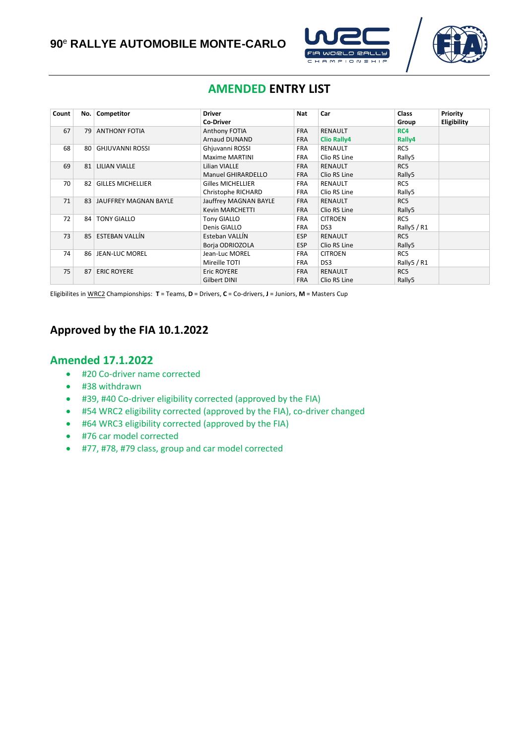# 90e RALLYE AUTOMOBILE MONTE-CARLO

## AMENDED ENTRY LIST

| Count | No. | Competitor | Driver<br>Co-Driver | Nat | Car | Class<br>Group | Priority<br>Eligibility |
|---|---|---|---|---|---|---|---|
| 67 | 79 | ANTHONY FOTIA | Anthony FOTIA<br>Arnaud DUNAND | FRA<br>FRA | RENAULT<br>**Clio Rally4** | **RC4**<br>**Rally4** | |
| 68 | 80 | GHJUVANNI ROSSI | Ghjuvanni ROSSI<br>Maxime MARTINI | FRA<br>FRA | RENAULT<br>Clio RS Line | RC5<br>Rally5 | |
| 69 | 81 | LILIAN VIALLE | Lilian VIALLE<br>Manuel GHIRARDELLO | FRA<br>FRA | RENAULT<br>Clio RS Line | RC5<br>Rally5 | |
| 70 | 82 | GILLES MICHELLIER | Gilles MICHELLIER<br>Christophe RICHARD | FRA<br>FRA | RENAULT<br>Clio RS Line | RC5<br>Rally5 | |
| 71 | 83 | JAUFFREY MAGNAN BAYLE | Jauffrey MAGNAN BAYLE<br>Kevin MARCHETTI | FRA<br>FRA | RENAULT<br>Clio RS Line | RC5<br>Rally5 | |
| 72 | 84 | TONY GIALLO | Tony GIALLO<br>Denis GIALLO | FRA<br>FRA | CITROEN<br>DS3 | RC5<br>Rally5 / R1 | |
| 73 | 85 | ESTEBAN VALLÍN | Esteban VALLÍN<br>Borja ODRIOZOLA | ESP<br>ESP | RENAULT<br>Clio RS Line | RC5<br>Rally5 | |
| 74 | 86 | JEAN-LUC MOREL | Jean-Luc MOREL<br>Mireille TOTI | FRA<br>FRA | CITROEN<br>DS3 | RC5<br>Rally5 / R1 | |
| 75 | 87 | ERIC ROYERE | Eric ROYERE<br>Gilbert DINI | FRA<br>FRA | RENAULT<br>Clio RS Line | RC5<br>Rally5 | |

Eligibilites in WRC2 Championships: **T** = Teams, **D** = Drivers, **C** = Co-drivers, **J** = Juniors, **M** = Masters Cup

## Approved by the FIA 10.1.2022

## Amended 17.1.2022

- #20 Co-driver name corrected
- #38 withdrawn
- #39, #40 Co-driver eligibility corrected (approved by the FIA)
- #54 WRC2 eligibility corrected (approved by the FIA), co-driver changed
- #64 WRC3 eligibility corrected (approved by the FIA)
- #76 car model corrected
- #77, #78, #79 class, group and car model corrected